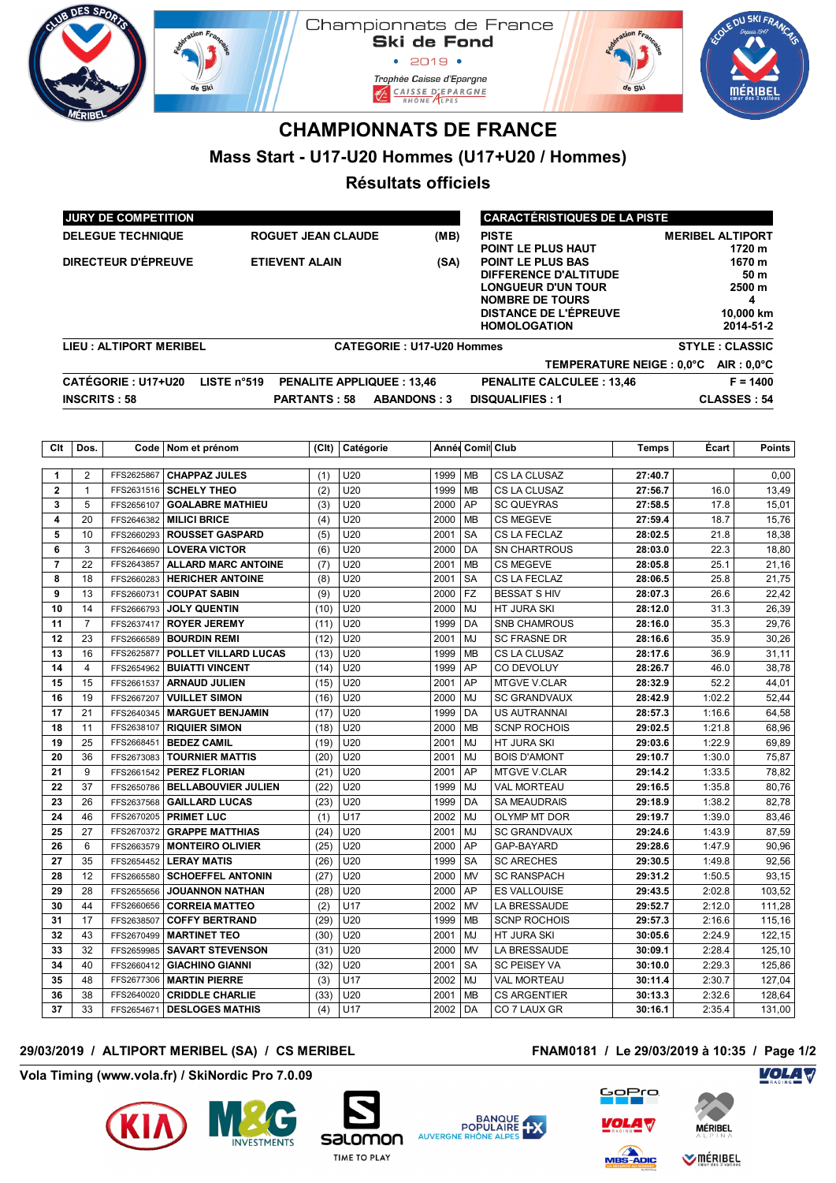Championnats de France
Ski de Fond
• 2019 •
Trophée Caisse d'Epargne

# CHAMPIONNATS DE FRANCE

## Mass Start - U17-U20 Hommes (U17+U20 / Hommes)

## Résultats officiels

| JURY DE COMPETITION | | |
|---|---|---|
| DELEGUE TECHNIQUE | ROGUET JEAN CLAUDE | (MB) |
| DIRECTEUR D'ÉPREUVE | ETIEVENT ALAIN | (SA) |

| CARACTÉRISTIQUES DE LA PISTE | |
|---|---|
| PISTE | MERIBEL ALTIPORT |
| POINT LE PLUS HAUT | 1720 m |
| POINT LE PLUS BAS | 1670 m |
| DIFFERENCE D'ALTITUDE | 50 m |
| LONGUEUR D'UN TOUR | 2500 m |
| NOMBRE DE TOURS | 4 |
| DISTANCE DE L'ÉPREUVE | 10,000 km |
| HOMOLOGATION | 2014-51-2 |

LIEU : ALTIPORT MERIBEL — CATEGORIE : U17-U20 Hommes — STYLE : CLASSIC

TEMPERATURE NEIGE : 0,0°C AIR : 0,0°C

CATÉGORIE : U17+U20 — LISTE n°519 — PENALITE APPLIQUEE : 13,46 — PENALITE CALCULEE : 13,46 — F = 1400

INSCRITS : 58 — PARTANTS : 58 — ABANDONS : 3 — DISQUALIFIES : 1 — CLASSES : 54

| Clt | Dos. | Code | Nom et prénom | (Clt) | Catégorie | Année | Comité | Club | Temps | Écart | Points |
|---|---|---|---|---|---|---|---|---|---|---|---|
| 1 | 2 | FFS2625867 | CHAPPAZ JULES | (1) | U20 | 1999 | MB | CS LA CLUSAZ | 27:40.7 | | 0,00 |
| 2 | 1 | FFS2631516 | SCHELY THEO | (2) | U20 | 1999 | MB | CS LA CLUSAZ | 27:56.7 | 16.0 | 13,49 |
| 3 | 5 | FFS2656107 | GOALABRE MATHIEU | (3) | U20 | 2000 | AP | SC QUEYRAS | 27:58.5 | 17.8 | 15,01 |
| 4 | 20 | FFS2646382 | MILICI BRICE | (4) | U20 | 2000 | MB | CS MEGEVE | 27:59.4 | 18.7 | 15,76 |
| 5 | 10 | FFS2660293 | ROUSSET GASPARD | (5) | U20 | 2001 | SA | CS LA FECLAZ | 28:02.5 | 21.8 | 18,38 |
| 6 | 3 | FFS2646690 | LOVERA VICTOR | (6) | U20 | 2000 | DA | SN CHARTROUS | 28:03.0 | 22.3 | 18,80 |
| 7 | 22 | FFS2643857 | ALLARD MARC ANTOINE | (7) | U20 | 2001 | MB | CS MEGEVE | 28:05.8 | 25.1 | 21,16 |
| 8 | 18 | FFS2660283 | HERICHER ANTOINE | (8) | U20 | 2001 | SA | CS LA FECLAZ | 28:06.5 | 25.8 | 21,75 |
| 9 | 13 | FFS2660731 | COUPAT SABIN | (9) | U20 | 2000 | FZ | BESSAT S HIV | 28:07.3 | 26.6 | 22,42 |
| 10 | 14 | FFS2666793 | JOLY QUENTIN | (10) | U20 | 2000 | MJ | HT JURA SKI | 28:12.0 | 31.3 | 26,39 |
| 11 | 7 | FFS2637417 | ROYER JEREMY | (11) | U20 | 1999 | DA | SNB CHAMROUS | 28:16.0 | 35.3 | 29,76 |
| 12 | 23 | FFS2666589 | BOURDIN REMI | (12) | U20 | 2001 | MJ | SC FRASNE DR | 28:16.6 | 35.9 | 30,26 |
| 13 | 16 | FFS2625877 | POLLET VILLARD LUCAS | (13) | U20 | 1999 | MB | CS LA CLUSAZ | 28:17.6 | 36.9 | 31,11 |
| 14 | 4 | FFS2654962 | BUIATTI VINCENT | (14) | U20 | 1999 | AP | CO DEVOLUY | 28:26.7 | 46.0 | 38,78 |
| 15 | 15 | FFS2661537 | ARNAUD JULIEN | (15) | U20 | 2001 | AP | MTGVE V.CLAR | 28:32.9 | 52.2 | 44,01 |
| 16 | 19 | FFS2667207 | VUILLET SIMON | (16) | U20 | 2000 | MJ | SC GRANDVAUX | 28:42.9 | 1:02.2 | 52,44 |
| 17 | 21 | FFS2640345 | MARGUET BENJAMIN | (17) | U20 | 1999 | DA | US AUTRANNAI | 28:57.3 | 1:16.6 | 64,58 |
| 18 | 11 | FFS2638107 | RIQUIER SIMON | (18) | U20 | 2000 | MB | SCNP ROCHOIS | 29:02.5 | 1:21.8 | 68,96 |
| 19 | 25 | FFS2668451 | BEDEZ CAMIL | (19) | U20 | 2001 | MJ | HT JURA SKI | 29:03.6 | 1:22.9 | 69,89 |
| 20 | 36 | FFS2673083 | TOURNIER MATTIS | (20) | U20 | 2001 | MJ | BOIS D'AMONT | 29:10.7 | 1:30.0 | 75,87 |
| 21 | 9 | FFS2661542 | PEREZ FLORIAN | (21) | U20 | 2001 | AP | MTGVE V.CLAR | 29:14.2 | 1:33.5 | 78,82 |
| 22 | 37 | FFS2650786 | BELLABOUVIER JULIEN | (22) | U20 | 1999 | MJ | VAL MORTEAU | 29:16.5 | 1:35.8 | 80,76 |
| 23 | 26 | FFS2637568 | GAILLARD LUCAS | (23) | U20 | 1999 | DA | SA MEAUDRAIS | 29:18.9 | 1:38.2 | 82,78 |
| 24 | 46 | FFS2670205 | PRIMET LUC | (1) | U17 | 2002 | MJ | OLYMP MT DOR | 29:19.7 | 1:39.0 | 83,46 |
| 25 | 27 | FFS2670372 | GRAPPE MATTHIAS | (24) | U20 | 2001 | MJ | SC GRANDVAUX | 29:24.6 | 1:43.9 | 87,59 |
| 26 | 6 | FFS2663579 | MONTEIRO OLIVIER | (25) | U20 | 2000 | AP | GAP-BAYARD | 29:28.6 | 1:47.9 | 90,96 |
| 27 | 35 | FFS2654452 | LERAY MATIS | (26) | U20 | 1999 | SA | SC ARECHES | 29:30.5 | 1:49.8 | 92,56 |
| 28 | 12 | FFS2665580 | SCHOEFFEL ANTONIN | (27) | U20 | 2000 | MV | SC RANSPACH | 29:31.2 | 1:50.5 | 93,15 |
| 29 | 28 | FFS2655656 | JOUANNON NATHAN | (28) | U20 | 2000 | AP | ES VALLOUISE | 29:43.5 | 2:02.8 | 103,52 |
| 30 | 44 | FFS2660656 | CORREIA MATTEO | (2) | U17 | 2002 | MV | LA BRESSAUDE | 29:52.7 | 2:12.0 | 111,28 |
| 31 | 17 | FFS2638507 | COFFY BERTRAND | (29) | U20 | 1999 | MB | SCNP ROCHOIS | 29:57.3 | 2:16.6 | 115,16 |
| 32 | 43 | FFS2670499 | MARTINET TEO | (30) | U20 | 2001 | MJ | HT JURA SKI | 30:05.6 | 2:24.9 | 122,15 |
| 33 | 32 | FFS2659985 | SAVART STEVENSON | (31) | U20 | 2000 | MV | LA BRESSAUDE | 30:09.1 | 2:28.4 | 125,10 |
| 34 | 40 | FFS2660412 | GIACHINO GIANNI | (32) | U20 | 2001 | SA | SC PEISEY VA | 30:10.0 | 2:29.3 | 125,86 |
| 35 | 48 | FFS2677306 | MARTIN PIERRE | (3) | U17 | 2002 | MJ | VAL MORTEAU | 30:11.4 | 2:30.7 | 127,04 |
| 36 | 38 | FFS2640020 | CRIDDLE CHARLIE | (33) | U20 | 2001 | MB | CS ARGENTIER | 30:13.3 | 2:32.6 | 128,64 |
| 37 | 33 | FFS2654671 | DESLOGES MATHIS | (4) | U17 | 2002 | DA | CO 7 LAUX GR | 30:16.1 | 2:35.4 | 131,00 |

29/03/2019 / ALTIPORT MERIBEL (SA) / CS MERIBEL — FNAM0181 / Le 29/03/2019 à 10:35

Vola Timing (www.vola.fr) / SkiNordic Pro 7.0.09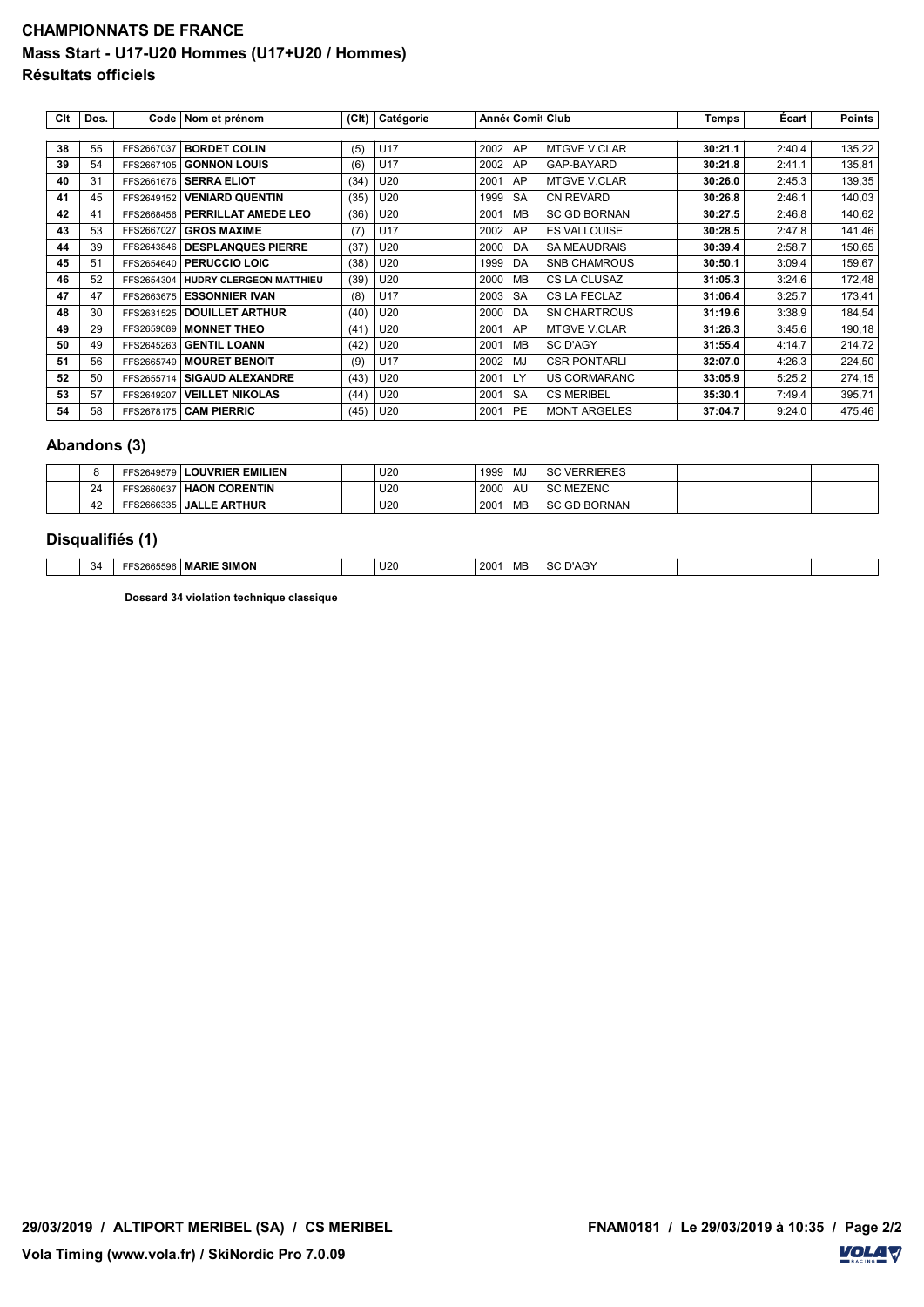# CHAMPIONNATS DE FRANCE

## Mass Start - U17-U20 Hommes (U17+U20 / Hommes)

## Résultats officiels

| Clt | Dos. | Code | Nom et prénom | (Clt) | Catégorie | Année | Comité | Club | Temps | Écart | Points |
|---|---|---|---|---|---|---|---|---|---|---|---|
| **38** | 55 | FFS2667037 | **BORDET COLIN** | (5) | U17 | 2002 | AP | MTGVE V.CLAR | **30:21.1** | 2:40.4 | 135,22 |
| **39** | 54 | FFS2667105 | **GONNON LOUIS** | (6) | U17 | 2002 | AP | GAP-BAYARD | **30:21.8** | 2:41.1 | 135,81 |
| **40** | 31 | FFS2661676 | **SERRA ELIOT** | (34) | U20 | 2001 | AP | MTGVE V.CLAR | **30:26.0** | 2:45.3 | 139,35 |
| **41** | 45 | FFS2649152 | **VENIARD QUENTIN** | (35) | U20 | 1999 | SA | CN REVARD | **30:26.8** | 2:46.1 | 140,03 |
| **42** | 41 | FFS2668456 | **PERRILLAT AMEDE LEO** | (36) | U20 | 2001 | MB | SC GD BORNAN | **30:27.5** | 2:46.8 | 140,62 |
| **43** | 53 | FFS2667027 | **GROS MAXIME** | (7) | U17 | 2002 | AP | ES VALLOUISE | **30:28.5** | 2:47.8 | 141,46 |
| **44** | 39 | FFS2643846 | **DESPLANQUES PIERRE** | (37) | U20 | 2000 | DA | SA MEAUDRAIS | **30:39.4** | 2:58.7 | 150,65 |
| **45** | 51 | FFS2654640 | **PERUCCIO LOIC** | (38) | U20 | 1999 | DA | SNB CHAMROUS | **30:50.1** | 3:09.4 | 159,67 |
| **46** | 52 | FFS2654304 | **HUDRY CLERGEON MATTHIEU** | (39) | U20 | 2000 | MB | CS LA CLUSAZ | **31:05.3** | 3:24.6 | 172,48 |
| **47** | 47 | FFS2663675 | **ESSONNIER IVAN** | (8) | U17 | 2003 | SA | CS LA FECLAZ | **31:06.4** | 3:25.7 | 173,41 |
| **48** | 30 | FFS2631525 | **DOUILLET ARTHUR** | (40) | U20 | 2000 | DA | SN CHARTROUS | **31:19.6** | 3:38.9 | 184,54 |
| **49** | 29 | FFS2659089 | **MONNET THEO** | (41) | U20 | 2001 | AP | MTGVE V.CLAR | **31:26.3** | 3:45.6 | 190,18 |
| **50** | 49 | FFS2645263 | **GENTIL LOANN** | (42) | U20 | 2001 | MB | SC D'AGY | **31:55.4** | 4:14.7 | 214,72 |
| **51** | 56 | FFS2665749 | **MOURET BENOIT** | (9) | U17 | 2002 | MJ | CSR PONTARLI | **32:07.0** | 4:26.3 | 224,50 |
| **52** | 50 | FFS2655714 | **SIGAUD ALEXANDRE** | (43) | U20 | 2001 | LY | US CORMARANC | **33:05.9** | 5:25.2 | 274,15 |
| **53** | 57 | FFS2649207 | **VEILLET NIKOLAS** | (44) | U20 | 2001 | SA | CS MERIBEL | **35:30.1** | 7:49.4 | 395,71 |
| **54** | 58 | FFS2678175 | **CAM PIERRIC** | (45) | U20 | 2001 | PE | MONT ARGELES | **37:04.7** | 9:24.0 | 475,46 |

### Abandons (3)

| | | | | | | | | | | |
|---|---|---|---|---|---|---|---|---|---|---|
| | 8 | FFS2649579 | **LOUVRIER EMILIEN** | | U20 | 1999 | MJ | SC VERRIERES | | |
| | 24 | FFS2660637 | **HAON CORENTIN** | | U20 | 2000 | AU | SC MEZENC | | |
| | 42 | FFS2666335 | **JALLE ARTHUR** | | U20 | 2001 | MB | SC GD BORNAN | | |

### Disqualifiés (1)

| | | | | | | | | | | |
|---|---|---|---|---|---|---|---|---|---|---|
| | 34 | FFS2665596 | **MARIE SIMON** | | U20 | 2001 | MB | SC D'AGY | | |

**Dossard 34 violation technique classique**

**29/03/2019 / ALTIPORT MERIBEL (SA) / CS MERIBEL** — **FNAM0181 / Le 29/03/2019 à 10:35**

**Vola Timing (www.vola.fr) / SkiNordic Pro 7.0.09**